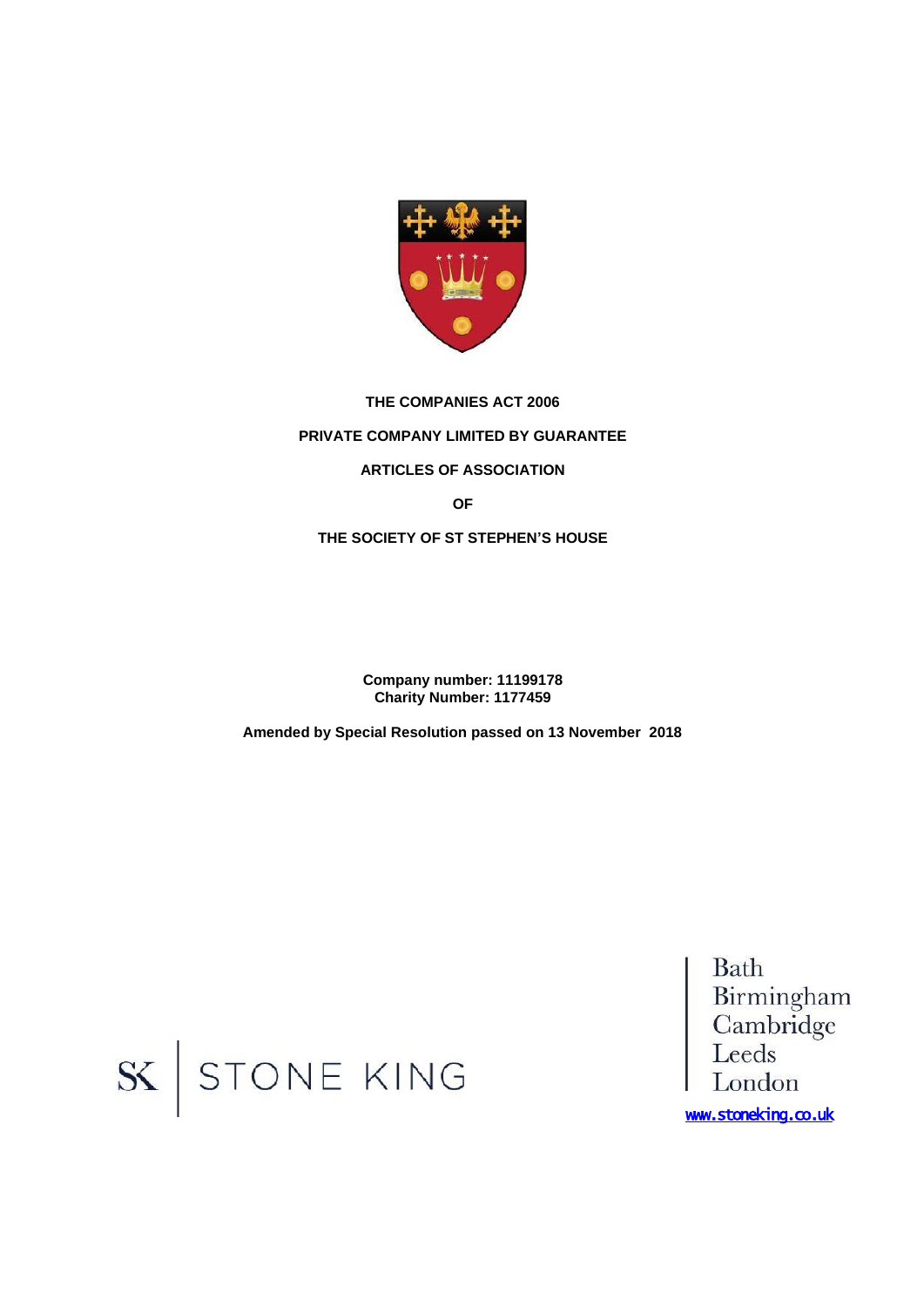**THE COMPANIES ACT 2006**

**PRIVATE COMPANY LIMITED BY GUARANTEE**

# ARTICLES OF ASSOCIATION

**OF**

**THE SOCIETY OF ST STEPHEN'S HOUSE**

**Company number: 11199178**
**Charity Number: 1177459**

**Amended by Special Resolution passed on 13 November 2018**

SK | STONE KING

Bath
Birmingham
Cambridge
Leeds
London

www.stoneking.co.uk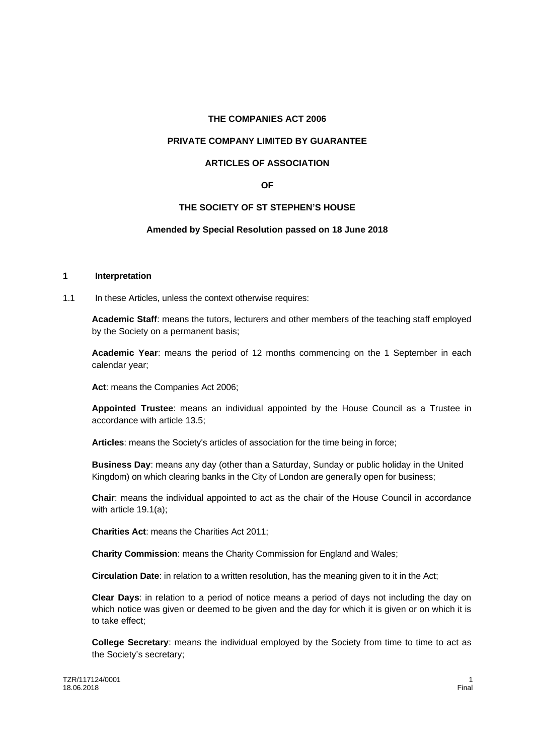**THE COMPANIES ACT 2006**

**PRIVATE COMPANY LIMITED BY GUARANTEE**

**ARTICLES OF ASSOCIATION**

**OF**

**THE SOCIETY OF ST STEPHEN'S HOUSE**

**Amended by Special Resolution passed on 18 June 2018**

## 1 Interpretation

1.1 In these Articles, unless the context otherwise requires:

**Academic Staff**: means the tutors, lecturers and other members of the teaching staff employed by the Society on a permanent basis;

**Academic Year**: means the period of 12 months commencing on the 1 September in each calendar year;

**Act**: means the Companies Act 2006;

**Appointed Trustee**: means an individual appointed by the House Council as a Trustee in accordance with article 13.5;

**Articles**: means the Society's articles of association for the time being in force;

**Business Day**: means any day (other than a Saturday, Sunday or public holiday in the United Kingdom) on which clearing banks in the City of London are generally open for business;

**Chair**: means the individual appointed to act as the chair of the House Council in accordance with article 19.1(a);

**Charities Act**: means the Charities Act 2011;

**Charity Commission**: means the Charity Commission for England and Wales;

**Circulation Date**: in relation to a written resolution, has the meaning given to it in the Act;

**Clear Days**: in relation to a period of notice means a period of days not including the day on which notice was given or deemed to be given and the day for which it is given or on which it is to take effect;

**College Secretary**: means the individual employed by the Society from time to time to act as the Society's secretary;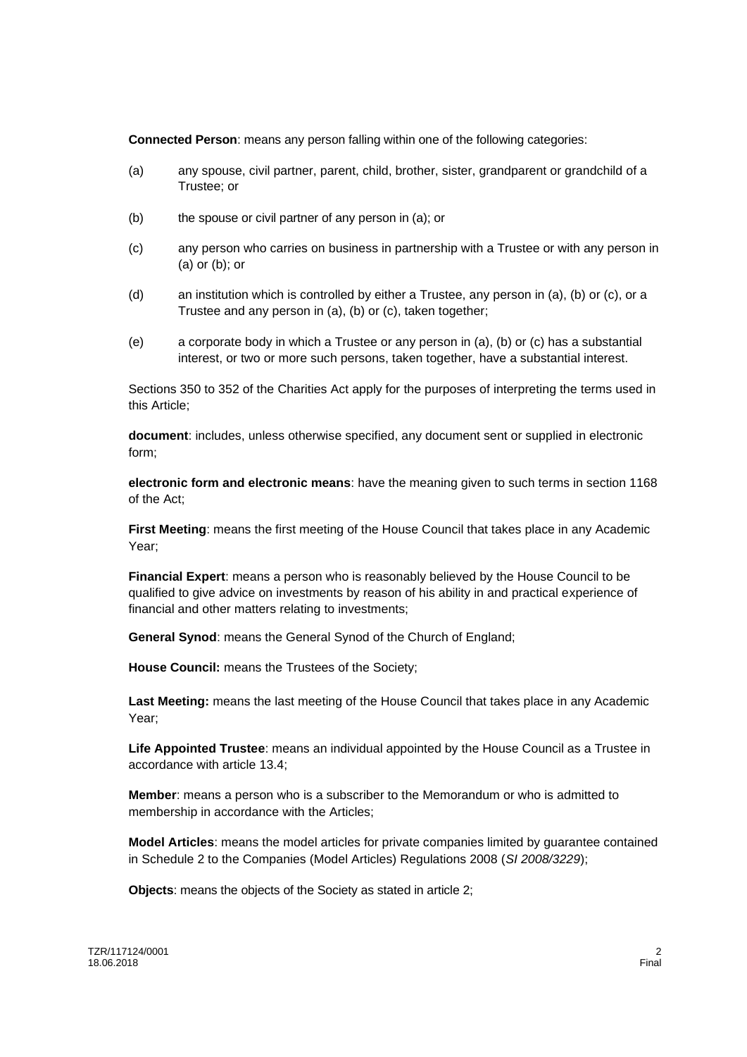**Connected Person**: means any person falling within one of the following categories:

(a) any spouse, civil partner, parent, child, brother, sister, grandparent or grandchild of a Trustee; or

(b) the spouse or civil partner of any person in (a); or

(c) any person who carries on business in partnership with a Trustee or with any person in (a) or (b); or

(d) an institution which is controlled by either a Trustee, any person in (a), (b) or (c), or a Trustee and any person in (a), (b) or (c), taken together;

(e) a corporate body in which a Trustee or any person in (a), (b) or (c) has a substantial interest, or two or more such persons, taken together, have a substantial interest.

Sections 350 to 352 of the Charities Act apply for the purposes of interpreting the terms used in this Article;

**document**: includes, unless otherwise specified, any document sent or supplied in electronic form;

**electronic form and electronic means**: have the meaning given to such terms in section 1168 of the Act;

**First Meeting**: means the first meeting of the House Council that takes place in any Academic Year;

**Financial Expert**: means a person who is reasonably believed by the House Council to be qualified to give advice on investments by reason of his ability in and practical experience of financial and other matters relating to investments;

**General Synod**: means the General Synod of the Church of England;

**House Council:** means the Trustees of the Society;

**Last Meeting:** means the last meeting of the House Council that takes place in any Academic Year;

**Life Appointed Trustee**: means an individual appointed by the House Council as a Trustee in accordance with article 13.4;

**Member**: means a person who is a subscriber to the Memorandum or who is admitted to membership in accordance with the Articles;

**Model Articles**: means the model articles for private companies limited by guarantee contained in Schedule 2 to the Companies (Model Articles) Regulations 2008 (*SI 2008/3229*);

**Objects**: means the objects of the Society as stated in article 2;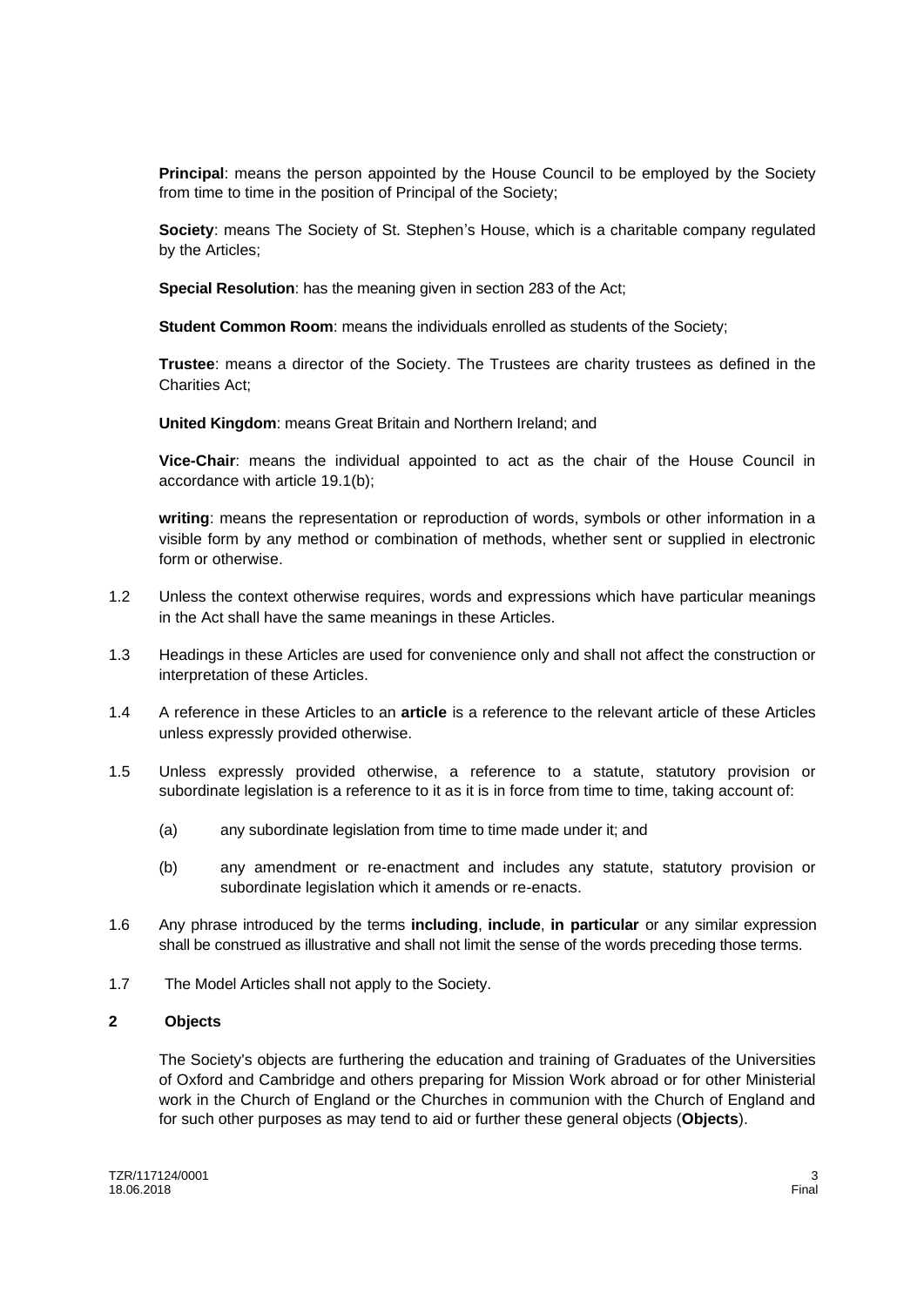**Principal**: means the person appointed by the House Council to be employed by the Society from time to time in the position of Principal of the Society;

**Society**: means The Society of St. Stephen's House, which is a charitable company regulated by the Articles;

**Special Resolution**: has the meaning given in section 283 of the Act;

**Student Common Room**: means the individuals enrolled as students of the Society;

**Trustee**: means a director of the Society. The Trustees are charity trustees as defined in the Charities Act;

**United Kingdom**: means Great Britain and Northern Ireland; and

**Vice-Chair**: means the individual appointed to act as the chair of the House Council in accordance with article 19.1(b);

**writing**: means the representation or reproduction of words, symbols or other information in a visible form by any method or combination of methods, whether sent or supplied in electronic form or otherwise.

1.2 Unless the context otherwise requires, words and expressions which have particular meanings in the Act shall have the same meanings in these Articles.

1.3 Headings in these Articles are used for convenience only and shall not affect the construction or interpretation of these Articles.

1.4 A reference in these Articles to an **article** is a reference to the relevant article of these Articles unless expressly provided otherwise.

1.5 Unless expressly provided otherwise, a reference to a statute, statutory provision or subordinate legislation is a reference to it as it is in force from time to time, taking account of:

(a) any subordinate legislation from time to time made under it; and

(b) any amendment or re-enactment and includes any statute, statutory provision or subordinate legislation which it amends or re-enacts.

1.6 Any phrase introduced by the terms **including**, **include**, **in particular** or any similar expression shall be construed as illustrative and shall not limit the sense of the words preceding those terms.

1.7 The Model Articles shall not apply to the Society.

## 2 Objects

The Society's objects are furthering the education and training of Graduates of the Universities of Oxford and Cambridge and others preparing for Mission Work abroad or for other Ministerial work in the Church of England or the Churches in communion with the Church of England and for such other purposes as may tend to aid or further these general objects (**Objects**).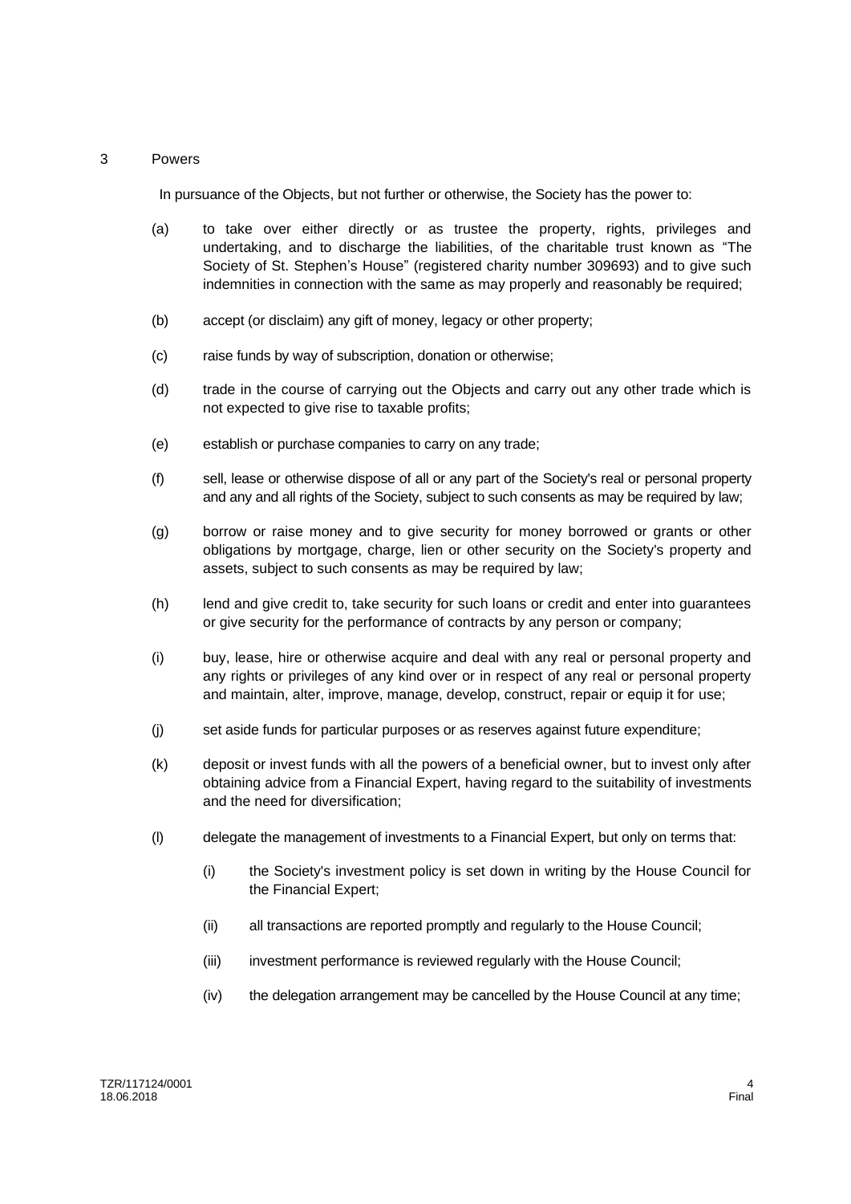## 3 Powers

In pursuance of the Objects, but not further or otherwise, the Society has the power to:

(a) to take over either directly or as trustee the property, rights, privileges and undertaking, and to discharge the liabilities, of the charitable trust known as "The Society of St. Stephen's House" (registered charity number 309693) and to give such indemnities in connection with the same as may properly and reasonably be required;

(b) accept (or disclaim) any gift of money, legacy or other property;

(c) raise funds by way of subscription, donation or otherwise;

(d) trade in the course of carrying out the Objects and carry out any other trade which is not expected to give rise to taxable profits;

(e) establish or purchase companies to carry on any trade;

(f) sell, lease or otherwise dispose of all or any part of the Society's real or personal property and any and all rights of the Society, subject to such consents as may be required by law;

(g) borrow or raise money and to give security for money borrowed or grants or other obligations by mortgage, charge, lien or other security on the Society's property and assets, subject to such consents as may be required by law;

(h) lend and give credit to, take security for such loans or credit and enter into guarantees or give security for the performance of contracts by any person or company;

(i) buy, lease, hire or otherwise acquire and deal with any real or personal property and any rights or privileges of any kind over or in respect of any real or personal property and maintain, alter, improve, manage, develop, construct, repair or equip it for use;

(j) set aside funds for particular purposes or as reserves against future expenditure;

(k) deposit or invest funds with all the powers of a beneficial owner, but to invest only after obtaining advice from a Financial Expert, having regard to the suitability of investments and the need for diversification;

(l) delegate the management of investments to a Financial Expert, but only on terms that:

   (i) the Society's investment policy is set down in writing by the House Council for the Financial Expert;

   (ii) all transactions are reported promptly and regularly to the House Council;

   (iii) investment performance is reviewed regularly with the House Council;

   (iv) the delegation arrangement may be cancelled by the House Council at any time;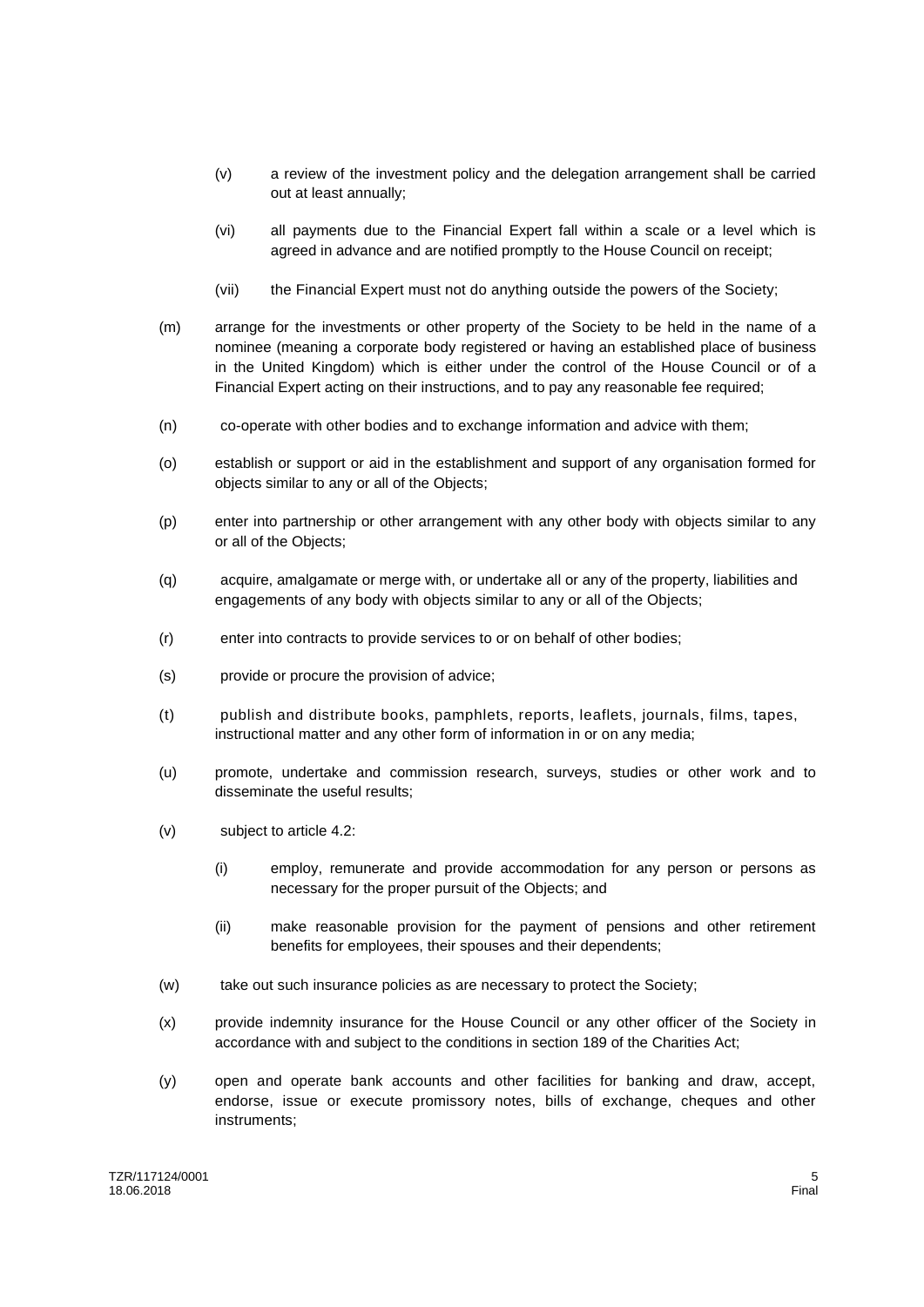(v) a review of the investment policy and the delegation arrangement shall be carried out at least annually;

(vi) all payments due to the Financial Expert fall within a scale or a level which is agreed in advance and are notified promptly to the House Council on receipt;

(vii) the Financial Expert must not do anything outside the powers of the Society;

(m) arrange for the investments or other property of the Society to be held in the name of a nominee (meaning a corporate body registered or having an established place of business in the United Kingdom) which is either under the control of the House Council or of a Financial Expert acting on their instructions, and to pay any reasonable fee required;

(n) co-operate with other bodies and to exchange information and advice with them;

(o) establish or support or aid in the establishment and support of any organisation formed for objects similar to any or all of the Objects;

(p) enter into partnership or other arrangement with any other body with objects similar to any or all of the Objects;

(q) acquire, amalgamate or merge with, or undertake all or any of the property, liabilities and engagements of any body with objects similar to any or all of the Objects;

(r) enter into contracts to provide services to or on behalf of other bodies;

(s) provide or procure the provision of advice;

(t) publish and distribute books, pamphlets, reports, leaflets, journals, films, tapes, instructional matter and any other form of information in or on any media;

(u) promote, undertake and commission research, surveys, studies or other work and to disseminate the useful results;

(v) subject to article 4.2:

(i) employ, remunerate and provide accommodation for any person or persons as necessary for the proper pursuit of the Objects; and

(ii) make reasonable provision for the payment of pensions and other retirement benefits for employees, their spouses and their dependents;

(w) take out such insurance policies as are necessary to protect the Society;

(x) provide indemnity insurance for the House Council or any other officer of the Society in accordance with and subject to the conditions in section 189 of the Charities Act;

(y) open and operate bank accounts and other facilities for banking and draw, accept, endorse, issue or execute promissory notes, bills of exchange, cheques and other instruments;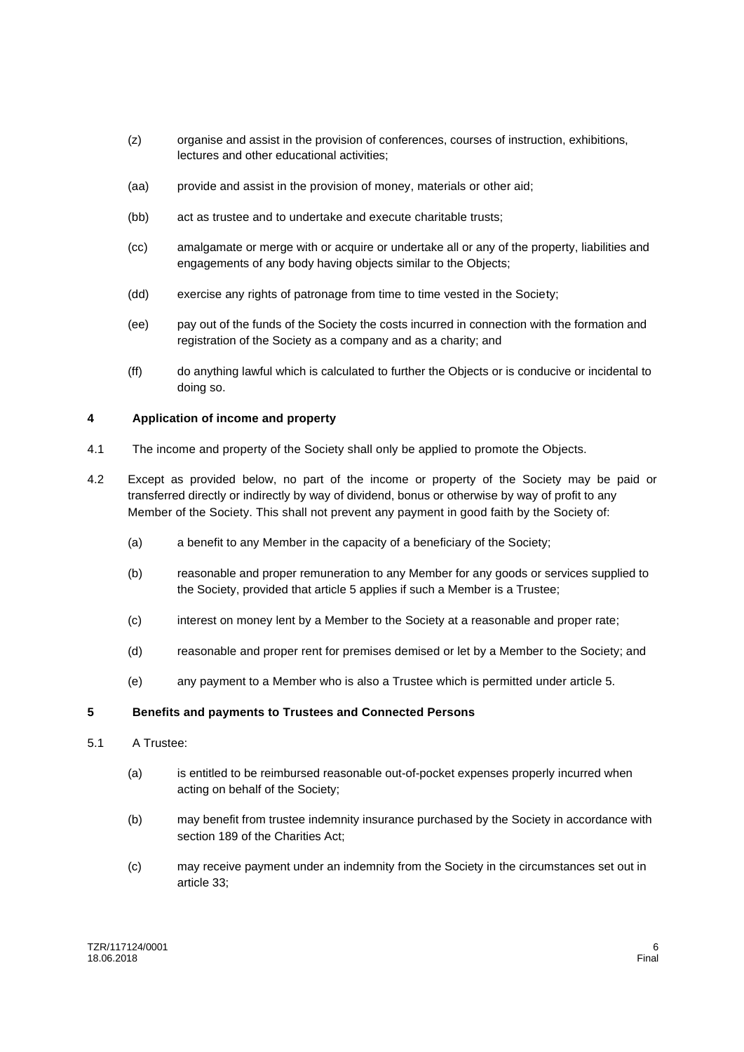(z) organise and assist in the provision of conferences, courses of instruction, exhibitions, lectures and other educational activities;

(aa) provide and assist in the provision of money, materials or other aid;

(bb) act as trustee and to undertake and execute charitable trusts;

(cc) amalgamate or merge with or acquire or undertake all or any of the property, liabilities and engagements of any body having objects similar to the Objects;

(dd) exercise any rights of patronage from time to time vested in the Society;

(ee) pay out of the funds of the Society the costs incurred in connection with the formation and registration of the Society as a company and as a charity; and

(ff) do anything lawful which is calculated to further the Objects or is conducive or incidental to doing so.

## 4 Application of income and property

4.1 The income and property of the Society shall only be applied to promote the Objects.

4.2 Except as provided below, no part of the income or property of the Society may be paid or transferred directly or indirectly by way of dividend, bonus or otherwise by way of profit to any Member of the Society. This shall not prevent any payment in good faith by the Society of:

(a) a benefit to any Member in the capacity of a beneficiary of the Society;

(b) reasonable and proper remuneration to any Member for any goods or services supplied to the Society, provided that article 5 applies if such a Member is a Trustee;

(c) interest on money lent by a Member to the Society at a reasonable and proper rate;

(d) reasonable and proper rent for premises demised or let by a Member to the Society; and

(e) any payment to a Member who is also a Trustee which is permitted under article 5.

## 5 Benefits and payments to Trustees and Connected Persons

5.1 A Trustee:

(a) is entitled to be reimbursed reasonable out-of-pocket expenses properly incurred when acting on behalf of the Society;

(b) may benefit from trustee indemnity insurance purchased by the Society in accordance with section 189 of the Charities Act;

(c) may receive payment under an indemnity from the Society in the circumstances set out in article 33;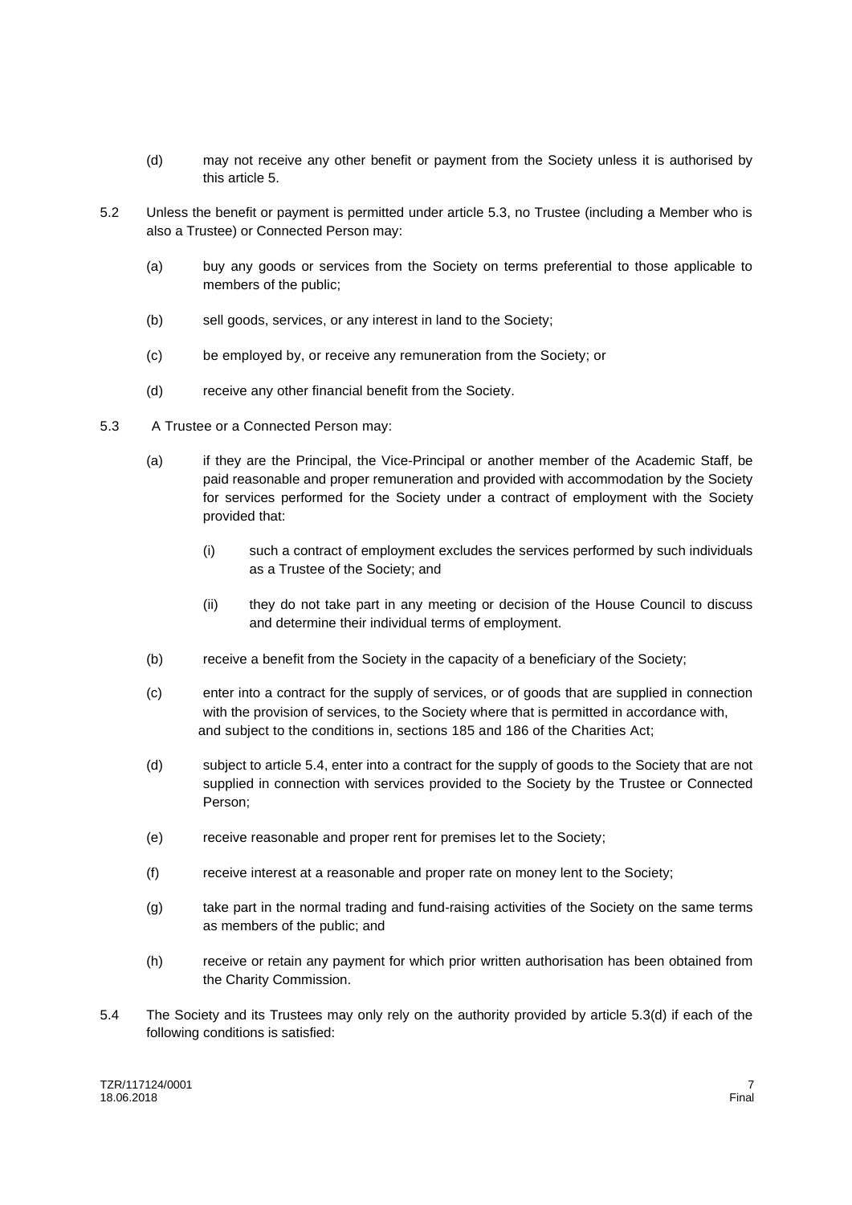(d) may not receive any other benefit or payment from the Society unless it is authorised by this article 5.

5.2 Unless the benefit or payment is permitted under article 5.3, no Trustee (including a Member who is also a Trustee) or Connected Person may:

(a) buy any goods or services from the Society on terms preferential to those applicable to members of the public;

(b) sell goods, services, or any interest in land to the Society;

(c) be employed by, or receive any remuneration from the Society; or

(d) receive any other financial benefit from the Society.

5.3 A Trustee or a Connected Person may:

(a) if they are the Principal, the Vice-Principal or another member of the Academic Staff, be paid reasonable and proper remuneration and provided with accommodation by the Society for services performed for the Society under a contract of employment with the Society provided that:

(i) such a contract of employment excludes the services performed by such individuals as a Trustee of the Society; and

(ii) they do not take part in any meeting or decision of the House Council to discuss and determine their individual terms of employment.

(b) receive a benefit from the Society in the capacity of a beneficiary of the Society;

(c) enter into a contract for the supply of services, or of goods that are supplied in connection with the provision of services, to the Society where that is permitted in accordance with, and subject to the conditions in, sections 185 and 186 of the Charities Act;

(d) subject to article 5.4, enter into a contract for the supply of goods to the Society that are not supplied in connection with services provided to the Society by the Trustee or Connected Person;

(e) receive reasonable and proper rent for premises let to the Society;

(f) receive interest at a reasonable and proper rate on money lent to the Society;

(g) take part in the normal trading and fund-raising activities of the Society on the same terms as members of the public; and

(h) receive or retain any payment for which prior written authorisation has been obtained from the Charity Commission.

5.4 The Society and its Trustees may only rely on the authority provided by article 5.3(d) if each of the following conditions is satisfied: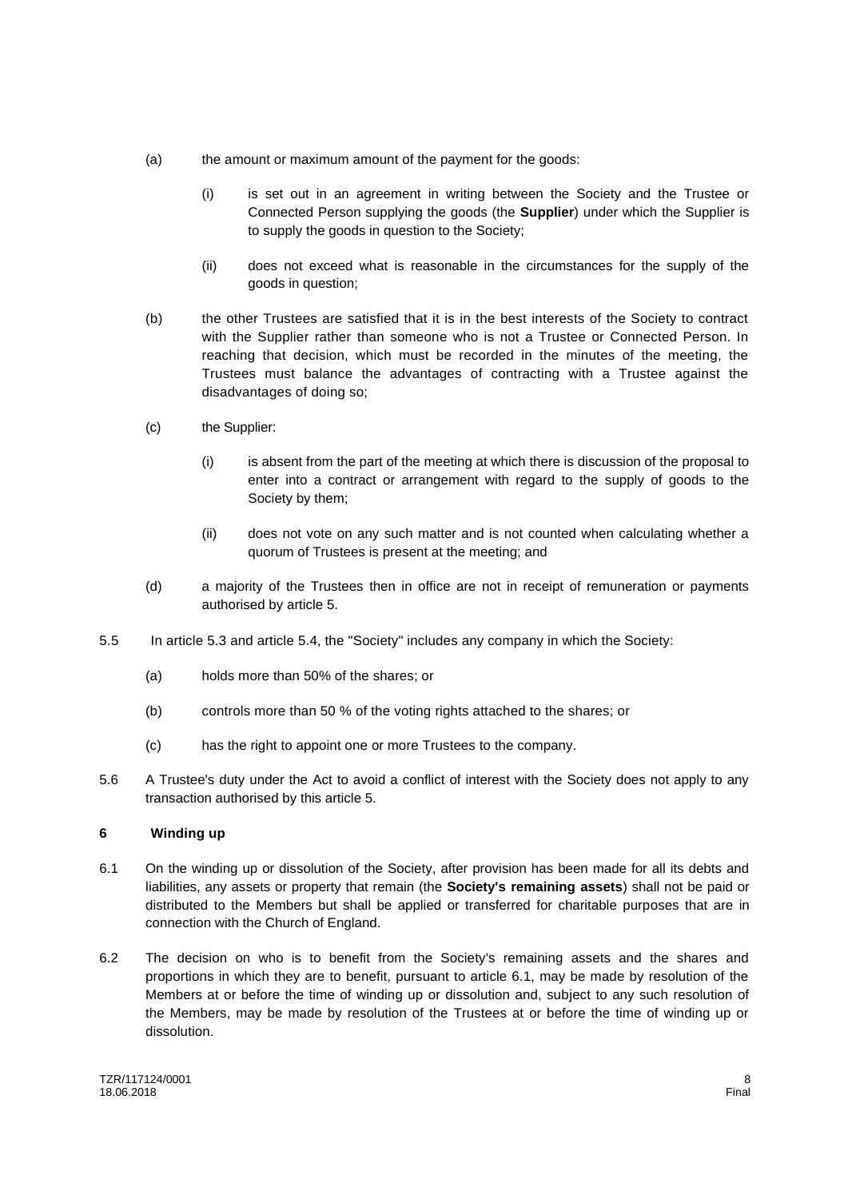(a) the amount or maximum amount of the payment for the goods:

   (i) is set out in an agreement in writing between the Society and the Trustee or Connected Person supplying the goods (the **Supplier**) under which the Supplier is to supply the goods in question to the Society;

   (ii) does not exceed what is reasonable in the circumstances for the supply of the goods in question;

(b) the other Trustees are satisfied that it is in the best interests of the Society to contract with the Supplier rather than someone who is not a Trustee or Connected Person. In reaching that decision, which must be recorded in the minutes of the meeting, the Trustees must balance the advantages of contracting with a Trustee against the disadvantages of doing so;

(c) the Supplier:

   (i) is absent from the part of the meeting at which there is discussion of the proposal to enter into a contract or arrangement with regard to the supply of goods to the Society by them;

   (ii) does not vote on any such matter and is not counted when calculating whether a quorum of Trustees is present at the meeting; and

(d) a majority of the Trustees then in office are not in receipt of remuneration or payments authorised by article 5.

5.5 In article 5.3 and article 5.4, the "Society" includes any company in which the Society:

(a) holds more than 50% of the shares; or

(b) controls more than 50 % of the voting rights attached to the shares; or

(c) has the right to appoint one or more Trustees to the company.

5.6 A Trustee's duty under the Act to avoid a conflict of interest with the Society does not apply to any transaction authorised by this article 5.

## 6 Winding up

6.1 On the winding up or dissolution of the Society, after provision has been made for all its debts and liabilities, any assets or property that remain (the **Society's remaining assets**) shall not be paid or distributed to the Members but shall be applied or transferred for charitable purposes that are in connection with the Church of England.

6.2 The decision on who is to benefit from the Society's remaining assets and the shares and proportions in which they are to benefit, pursuant to article 6.1, may be made by resolution of the Members at or before the time of winding up or dissolution and, subject to any such resolution of the Members, may be made by resolution of the Trustees at or before the time of winding up or dissolution.

TZR/117124/0001
18.06.2018 Final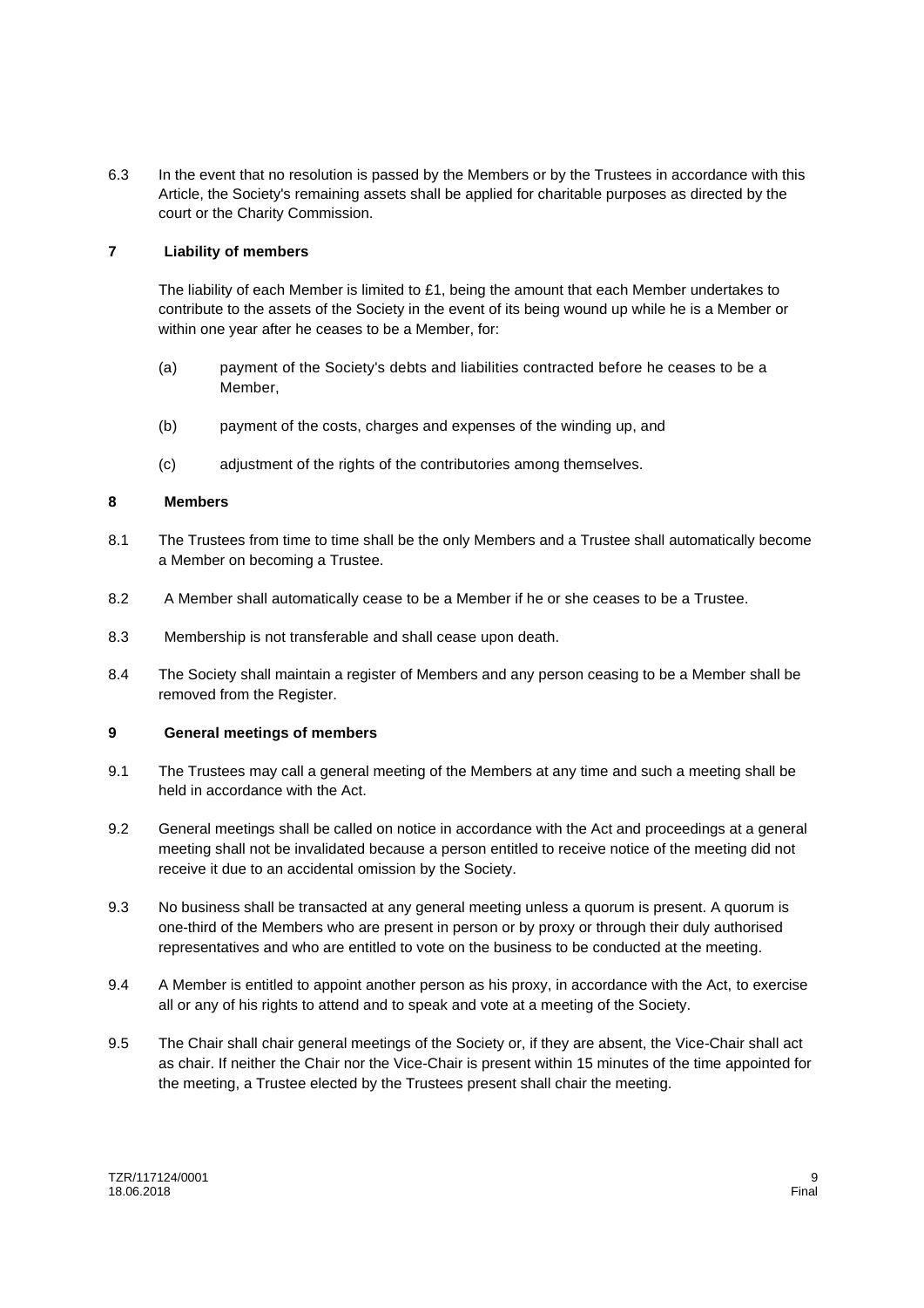6.3 In the event that no resolution is passed by the Members or by the Trustees in accordance with this Article, the Society's remaining assets shall be applied for charitable purposes as directed by the court or the Charity Commission.

## 7 Liability of members

The liability of each Member is limited to £1, being the amount that each Member undertakes to contribute to the assets of the Society in the event of its being wound up while he is a Member or within one year after he ceases to be a Member, for:

(a) payment of the Society's debts and liabilities contracted before he ceases to be a Member,

(b) payment of the costs, charges and expenses of the winding up, and

(c) adjustment of the rights of the contributories among themselves.

## 8 Members

8.1 The Trustees from time to time shall be the only Members and a Trustee shall automatically become a Member on becoming a Trustee.

8.2 A Member shall automatically cease to be a Member if he or she ceases to be a Trustee.

8.3 Membership is not transferable and shall cease upon death.

8.4 The Society shall maintain a register of Members and any person ceasing to be a Member shall be removed from the Register.

## 9 General meetings of members

9.1 The Trustees may call a general meeting of the Members at any time and such a meeting shall be held in accordance with the Act.

9.2 General meetings shall be called on notice in accordance with the Act and proceedings at a general meeting shall not be invalidated because a person entitled to receive notice of the meeting did not receive it due to an accidental omission by the Society.

9.3 No business shall be transacted at any general meeting unless a quorum is present. A quorum is one-third of the Members who are present in person or by proxy or through their duly authorised representatives and who are entitled to vote on the business to be conducted at the meeting.

9.4 A Member is entitled to appoint another person as his proxy, in accordance with the Act, to exercise all or any of his rights to attend and to speak and vote at a meeting of the Society.

9.5 The Chair shall chair general meetings of the Society or, if they are absent, the Vice-Chair shall act as chair. If neither the Chair nor the Vice-Chair is present within 15 minutes of the time appointed for the meeting, a Trustee elected by the Trustees present shall chair the meeting.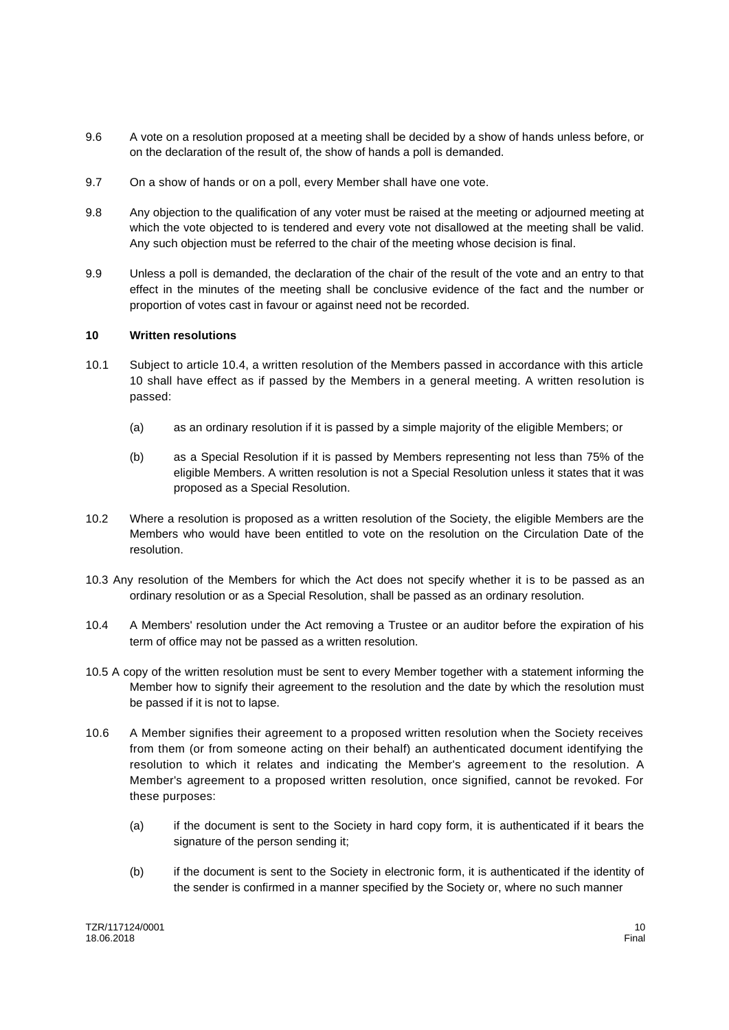9.6 A vote on a resolution proposed at a meeting shall be decided by a show of hands unless before, or on the declaration of the result of, the show of hands a poll is demanded.

9.7 On a show of hands or on a poll, every Member shall have one vote.

9.8 Any objection to the qualification of any voter must be raised at the meeting or adjourned meeting at which the vote objected to is tendered and every vote not disallowed at the meeting shall be valid. Any such objection must be referred to the chair of the meeting whose decision is final.

9.9 Unless a poll is demanded, the declaration of the chair of the result of the vote and an entry to that effect in the minutes of the meeting shall be conclusive evidence of the fact and the number or proportion of votes cast in favour or against need not be recorded.

**10 Written resolutions**

10.1 Subject to article 10.4, a written resolution of the Members passed in accordance with this article 10 shall have effect as if passed by the Members in a general meeting. A written resolution is passed:

(a) as an ordinary resolution if it is passed by a simple majority of the eligible Members; or

(b) as a Special Resolution if it is passed by Members representing not less than 75% of the eligible Members. A written resolution is not a Special Resolution unless it states that it was proposed as a Special Resolution.

10.2 Where a resolution is proposed as a written resolution of the Society, the eligible Members are the Members who would have been entitled to vote on the resolution on the Circulation Date of the resolution.

10.3 Any resolution of the Members for which the Act does not specify whether it is to be passed as an ordinary resolution or as a Special Resolution, shall be passed as an ordinary resolution.

10.4 A Members' resolution under the Act removing a Trustee or an auditor before the expiration of his term of office may not be passed as a written resolution.

10.5 A copy of the written resolution must be sent to every Member together with a statement informing the Member how to signify their agreement to the resolution and the date by which the resolution must be passed if it is not to lapse.

10.6 A Member signifies their agreement to a proposed written resolution when the Society receives from them (or from someone acting on their behalf) an authenticated document identifying the resolution to which it relates and indicating the Member's agreement to the resolution. A Member's agreement to a proposed written resolution, once signified, cannot be revoked. For these purposes:

(a) if the document is sent to the Society in hard copy form, it is authenticated if it bears the signature of the person sending it;

(b) if the document is sent to the Society in electronic form, it is authenticated if the identity of the sender is confirmed in a manner specified by the Society or, where no such manner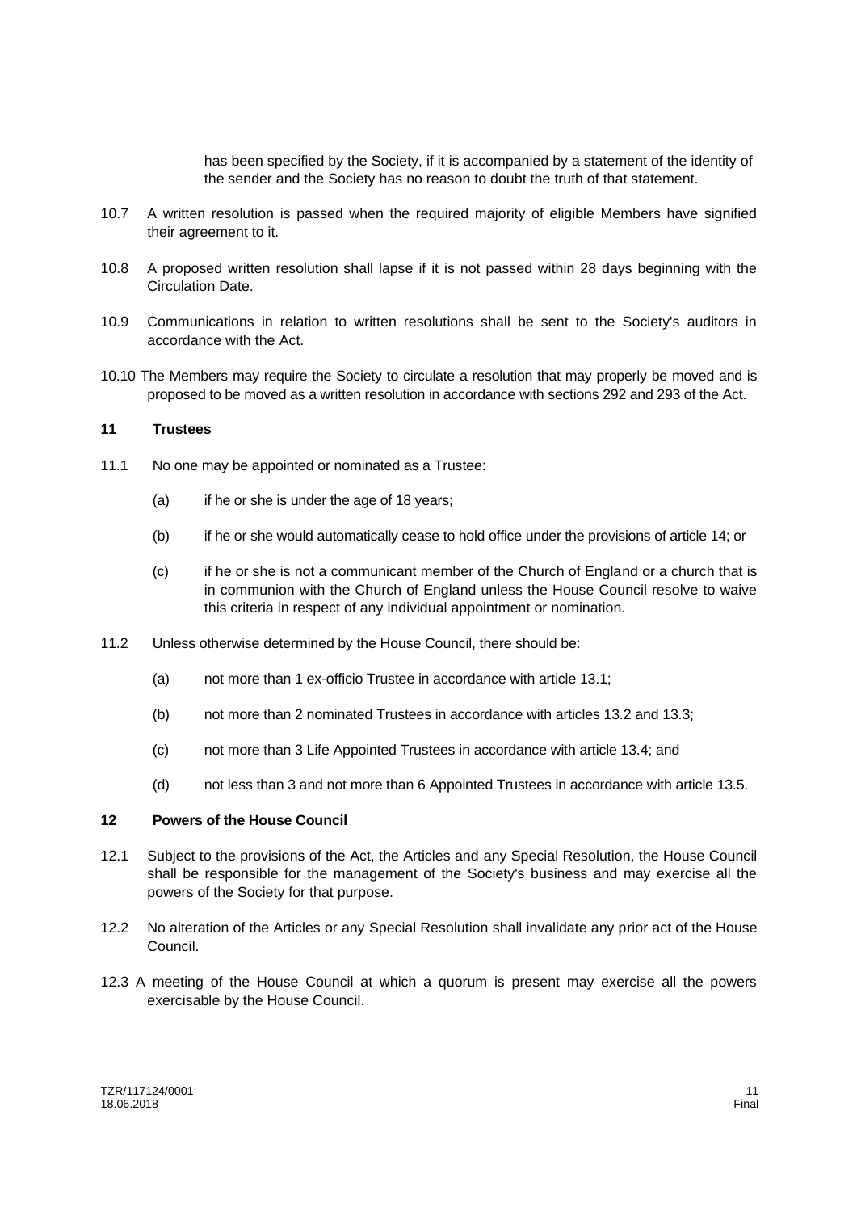has been specified by the Society, if it is accompanied by a statement of the identity of the sender and the Society has no reason to doubt the truth of that statement.

10.7 A written resolution is passed when the required majority of eligible Members have signified their agreement to it.

10.8 A proposed written resolution shall lapse if it is not passed within 28 days beginning with the Circulation Date.

10.9 Communications in relation to written resolutions shall be sent to the Society's auditors in accordance with the Act.

10.10 The Members may require the Society to circulate a resolution that may properly be moved and is proposed to be moved as a written resolution in accordance with sections 292 and 293 of the Act.

**11 Trustees**

11.1 No one may be appointed or nominated as a Trustee:

(a) if he or she is under the age of 18 years;

(b) if he or she would automatically cease to hold office under the provisions of article 14; or

(c) if he or she is not a communicant member of the Church of England or a church that is in communion with the Church of England unless the House Council resolve to waive this criteria in respect of any individual appointment or nomination.

11.2 Unless otherwise determined by the House Council, there should be:

(a) not more than 1 ex-officio Trustee in accordance with article 13.1;

(b) not more than 2 nominated Trustees in accordance with articles 13.2 and 13.3;

(c) not more than 3 Life Appointed Trustees in accordance with article 13.4; and

(d) not less than 3 and not more than 6 Appointed Trustees in accordance with article 13.5.

**12 Powers of the House Council**

12.1 Subject to the provisions of the Act, the Articles and any Special Resolution, the House Council shall be responsible for the management of the Society's business and may exercise all the powers of the Society for that purpose.

12.2 No alteration of the Articles or any Special Resolution shall invalidate any prior act of the House Council.

12.3 A meeting of the House Council at which a quorum is present may exercise all the powers exercisable by the House Council.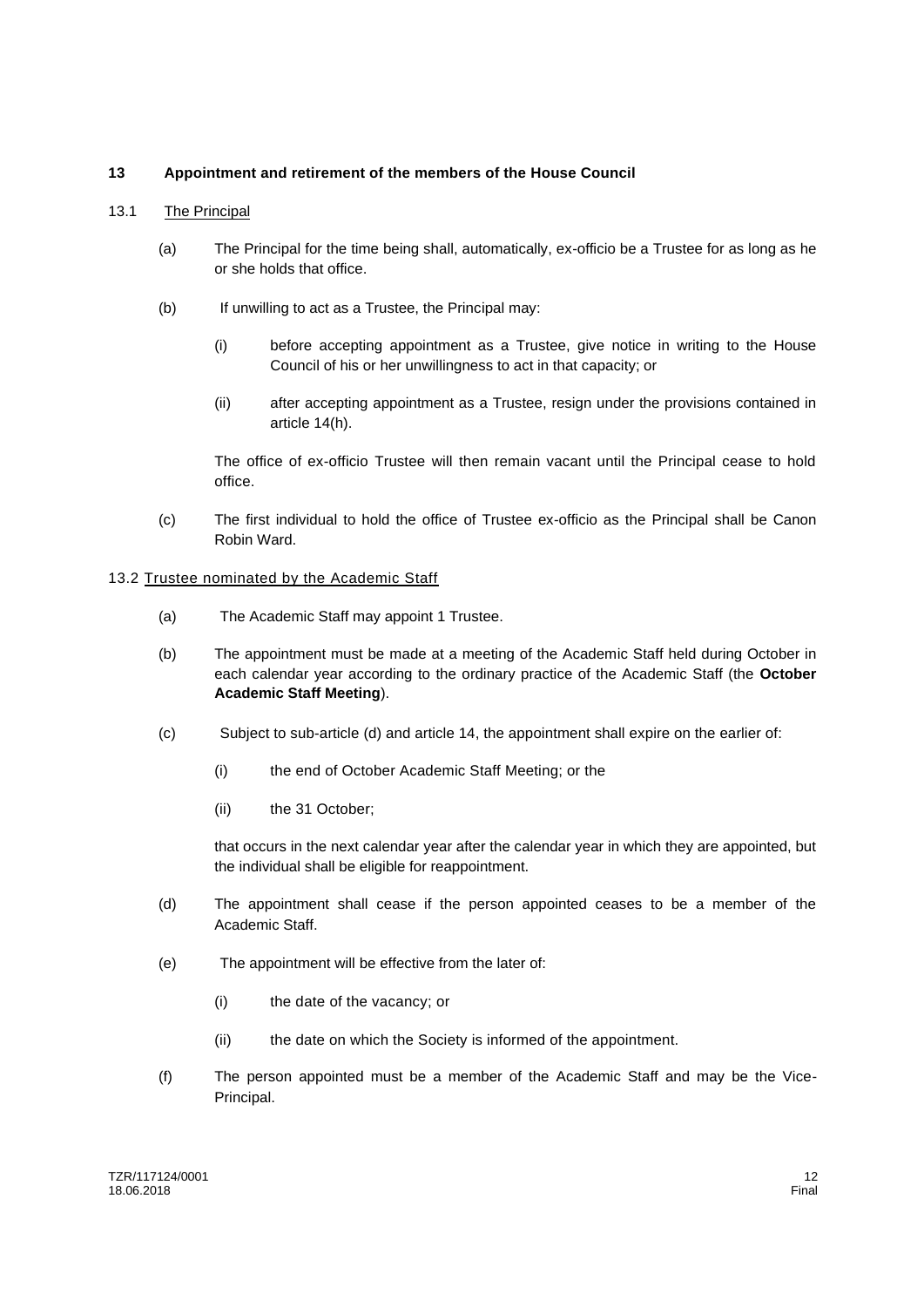## 13 Appointment and retirement of the members of the House Council

### 13.1 The Principal

(a) The Principal for the time being shall, automatically, ex-officio be a Trustee for as long as he or she holds that office.

(b) If unwilling to act as a Trustee, the Principal may:

(i) before accepting appointment as a Trustee, give notice in writing to the House Council of his or her unwillingness to act in that capacity; or

(ii) after accepting appointment as a Trustee, resign under the provisions contained in article 14(h).

The office of ex-officio Trustee will then remain vacant until the Principal cease to hold office.

(c) The first individual to hold the office of Trustee ex-officio as the Principal shall be Canon Robin Ward.

### 13.2 Trustee nominated by the Academic Staff

(a) The Academic Staff may appoint 1 Trustee.

(b) The appointment must be made at a meeting of the Academic Staff held during October in each calendar year according to the ordinary practice of the Academic Staff (the **October Academic Staff Meeting**).

(c) Subject to sub-article (d) and article 14, the appointment shall expire on the earlier of:

(i) the end of October Academic Staff Meeting; or the

(ii) the 31 October;

that occurs in the next calendar year after the calendar year in which they are appointed, but the individual shall be eligible for reappointment.

(d) The appointment shall cease if the person appointed ceases to be a member of the Academic Staff.

(e) The appointment will be effective from the later of:

(i) the date of the vacancy; or

(ii) the date on which the Society is informed of the appointment.

(f) The person appointed must be a member of the Academic Staff and may be the Vice-Principal.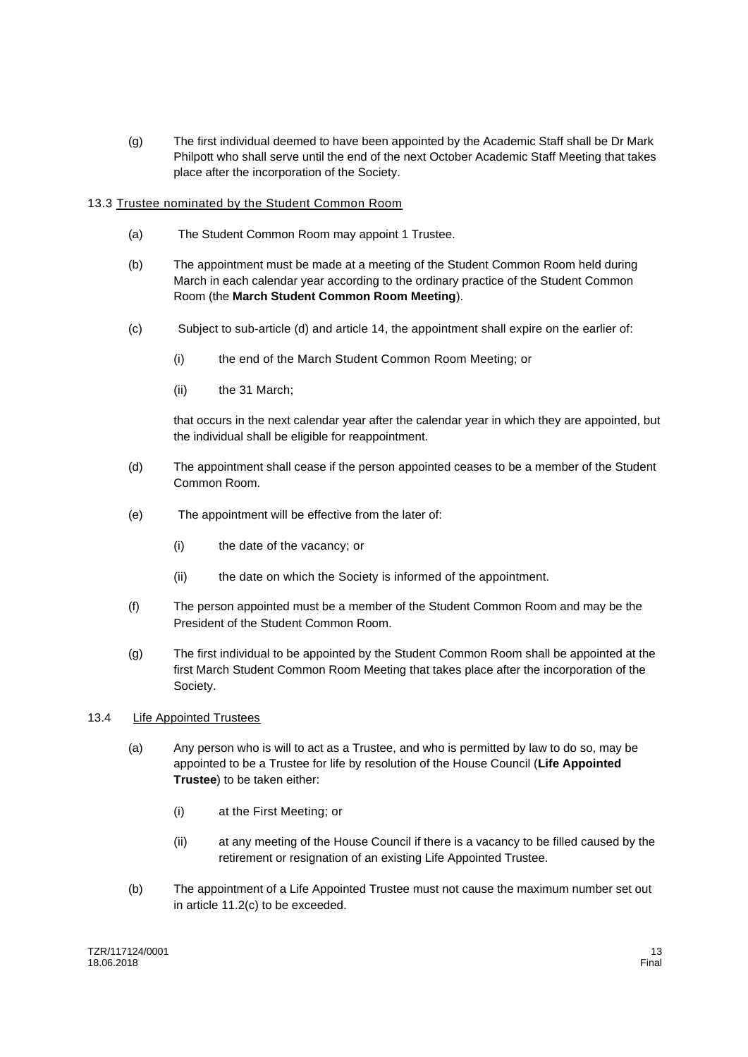(g) The first individual deemed to have been appointed by the Academic Staff shall be Dr Mark Philpott who shall serve until the end of the next October Academic Staff Meeting that takes place after the incorporation of the Society.

13.3 Trustee nominated by the Student Common Room

(a) The Student Common Room may appoint 1 Trustee.

(b) The appointment must be made at a meeting of the Student Common Room held during March in each calendar year according to the ordinary practice of the Student Common Room (the **March Student Common Room Meeting**).

(c) Subject to sub-article (d) and article 14, the appointment shall expire on the earlier of:

(i) the end of the March Student Common Room Meeting; or

(ii) the 31 March;

that occurs in the next calendar year after the calendar year in which they are appointed, but the individual shall be eligible for reappointment.

(d) The appointment shall cease if the person appointed ceases to be a member of the Student Common Room.

(e) The appointment will be effective from the later of:

(i) the date of the vacancy; or

(ii) the date on which the Society is informed of the appointment.

(f) The person appointed must be a member of the Student Common Room and may be the President of the Student Common Room.

(g) The first individual to be appointed by the Student Common Room shall be appointed at the first March Student Common Room Meeting that takes place after the incorporation of the Society.

13.4 Life Appointed Trustees

(a) Any person who is will to act as a Trustee, and who is permitted by law to do so, may be appointed to be a Trustee for life by resolution of the House Council (**Life Appointed Trustee**) to be taken either:

(i) at the First Meeting; or

(ii) at any meeting of the House Council if there is a vacancy to be filled caused by the retirement or resignation of an existing Life Appointed Trustee.

(b) The appointment of a Life Appointed Trustee must not cause the maximum number set out in article 11.2(c) to be exceeded.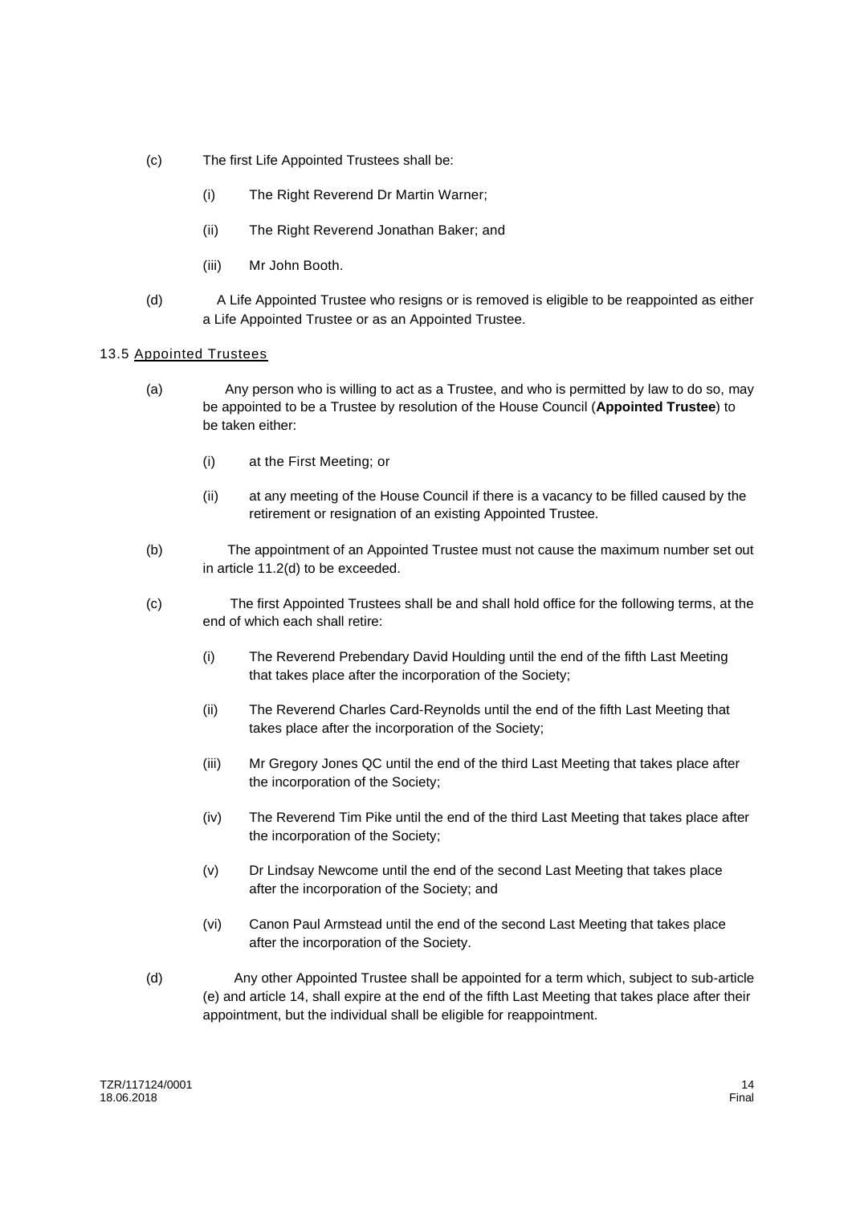(c) The first Life Appointed Trustees shall be:

   (i) The Right Reverend Dr Martin Warner;

   (ii) The Right Reverend Jonathan Baker; and

   (iii) Mr John Booth.

(d) A Life Appointed Trustee who resigns or is removed is eligible to be reappointed as either a Life Appointed Trustee or as an Appointed Trustee.

13.5 <u>Appointed Trustees</u>

(a) Any person who is willing to act as a Trustee, and who is permitted by law to do so, may be appointed to be a Trustee by resolution of the House Council (**Appointed Trustee**) to be taken either:

   (i) at the First Meeting; or

   (ii) at any meeting of the House Council if there is a vacancy to be filled caused by the retirement or resignation of an existing Appointed Trustee.

(b) The appointment of an Appointed Trustee must not cause the maximum number set out in article 11.2(d) to be exceeded.

(c) The first Appointed Trustees shall be and shall hold office for the following terms, at the end of which each shall retire:

   (i) The Reverend Prebendary David Houlding until the end of the fifth Last Meeting that takes place after the incorporation of the Society;

   (ii) The Reverend Charles Card-Reynolds until the end of the fifth Last Meeting that takes place after the incorporation of the Society;

   (iii) Mr Gregory Jones QC until the end of the third Last Meeting that takes place after the incorporation of the Society;

   (iv) The Reverend Tim Pike until the end of the third Last Meeting that takes place after the incorporation of the Society;

   (v) Dr Lindsay Newcome until the end of the second Last Meeting that takes place after the incorporation of the Society; and

   (vi) Canon Paul Armstead until the end of the second Last Meeting that takes place after the incorporation of the Society.

(d) Any other Appointed Trustee shall be appointed for a term which, subject to sub-article (e) and article 14, shall expire at the end of the fifth Last Meeting that takes place after their appointment, but the individual shall be eligible for reappointment.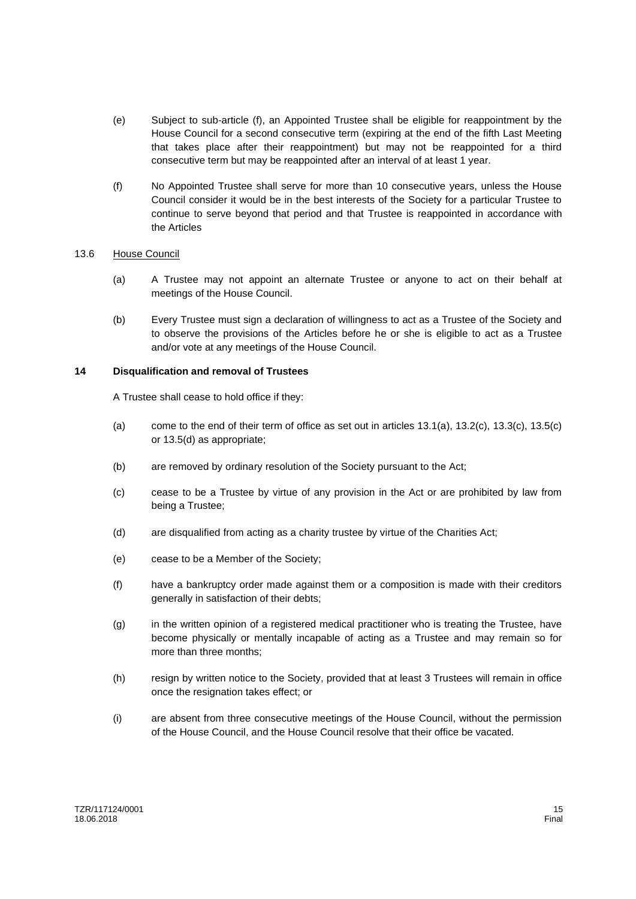(e) Subject to sub-article (f), an Appointed Trustee shall be eligible for reappointment by the House Council for a second consecutive term (expiring at the end of the fifth Last Meeting that takes place after their reappointment) but may not be reappointed for a third consecutive term but may be reappointed after an interval of at least 1 year.

(f) No Appointed Trustee shall serve for more than 10 consecutive years, unless the House Council consider it would be in the best interests of the Society for a particular Trustee to continue to serve beyond that period and that Trustee is reappointed in accordance with the Articles

13.6 <u>House Council</u>

(a) A Trustee may not appoint an alternate Trustee or anyone to act on their behalf at meetings of the House Council.

(b) Every Trustee must sign a declaration of willingness to act as a Trustee of the Society and to observe the provisions of the Articles before he or she is eligible to act as a Trustee and/or vote at any meetings of the House Council.

**14 Disqualification and removal of Trustees**

A Trustee shall cease to hold office if they:

(a) come to the end of their term of office as set out in articles 13.1(a), 13.2(c), 13.3(c), 13.5(c) or 13.5(d) as appropriate;

(b) are removed by ordinary resolution of the Society pursuant to the Act;

(c) cease to be a Trustee by virtue of any provision in the Act or are prohibited by law from being a Trustee;

(d) are disqualified from acting as a charity trustee by virtue of the Charities Act;

(e) cease to be a Member of the Society;

(f) have a bankruptcy order made against them or a composition is made with their creditors generally in satisfaction of their debts;

(g) in the written opinion of a registered medical practitioner who is treating the Trustee, have become physically or mentally incapable of acting as a Trustee and may remain so for more than three months;

(h) resign by written notice to the Society, provided that at least 3 Trustees will remain in office once the resignation takes effect; or

(i) are absent from three consecutive meetings of the House Council, without the permission of the House Council, and the House Council resolve that their office be vacated.

TZR/117124/0001
18.06.2018

Final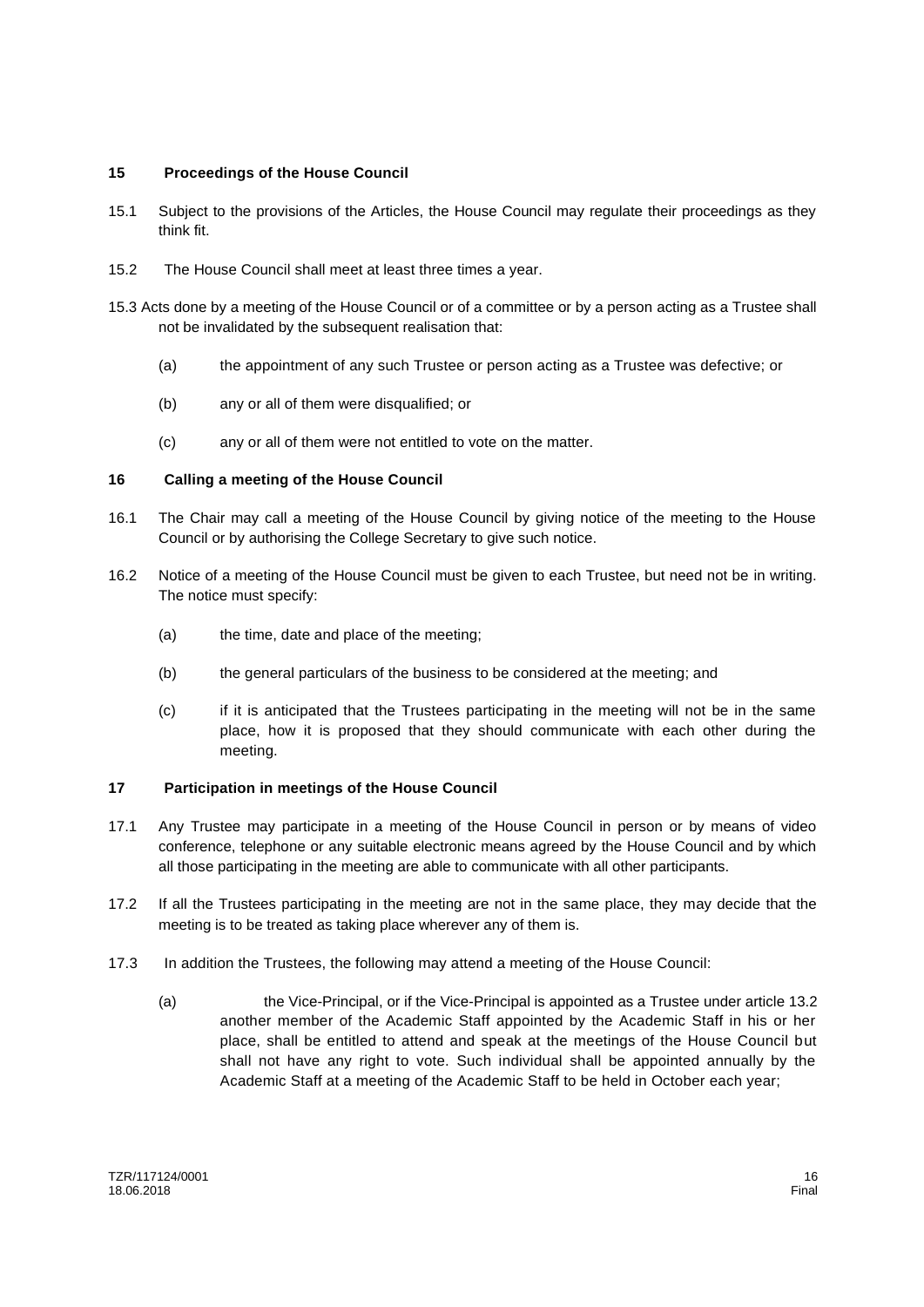## 15 Proceedings of the House Council

15.1 Subject to the provisions of the Articles, the House Council may regulate their proceedings as they think fit.

15.2 The House Council shall meet at least three times a year.

15.3 Acts done by a meeting of the House Council or of a committee or by a person acting as a Trustee shall not be invalidated by the subsequent realisation that:

(a) the appointment of any such Trustee or person acting as a Trustee was defective; or

(b) any or all of them were disqualified; or

(c) any or all of them were not entitled to vote on the matter.

## 16 Calling a meeting of the House Council

16.1 The Chair may call a meeting of the House Council by giving notice of the meeting to the House Council or by authorising the College Secretary to give such notice.

16.2 Notice of a meeting of the House Council must be given to each Trustee, but need not be in writing. The notice must specify:

(a) the time, date and place of the meeting;

(b) the general particulars of the business to be considered at the meeting; and

(c) if it is anticipated that the Trustees participating in the meeting will not be in the same place, how it is proposed that they should communicate with each other during the meeting.

## 17 Participation in meetings of the House Council

17.1 Any Trustee may participate in a meeting of the House Council in person or by means of video conference, telephone or any suitable electronic means agreed by the House Council and by which all those participating in the meeting are able to communicate with all other participants.

17.2 If all the Trustees participating in the meeting are not in the same place, they may decide that the meeting is to be treated as taking place wherever any of them is.

17.3 In addition the Trustees, the following may attend a meeting of the House Council:

(a) the Vice-Principal, or if the Vice-Principal is appointed as a Trustee under article 13.2 another member of the Academic Staff appointed by the Academic Staff in his or her place, shall be entitled to attend and speak at the meetings of the House Council but shall not have any right to vote. Such individual shall be appointed annually by the Academic Staff at a meeting of the Academic Staff to be held in October each year;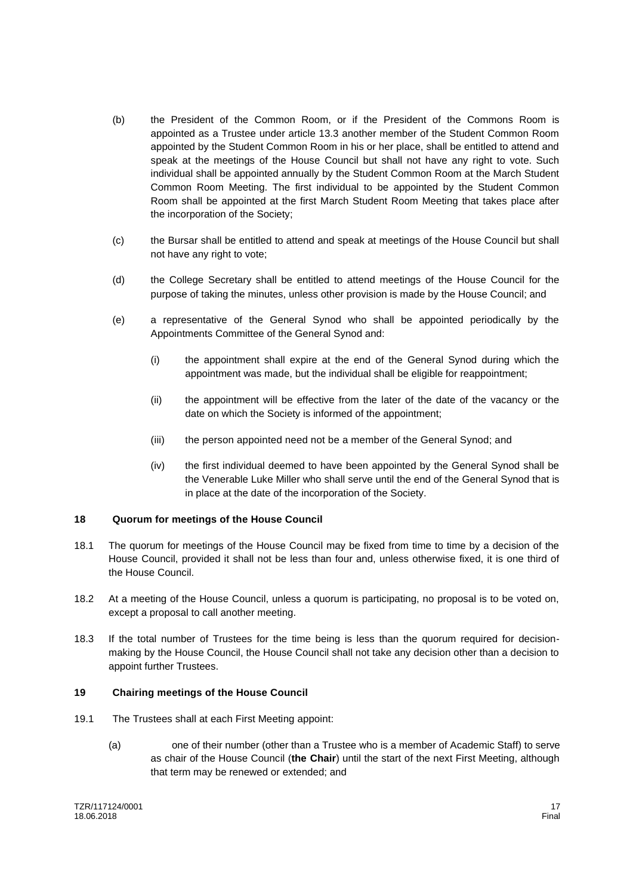(b) the President of the Common Room, or if the President of the Commons Room is appointed as a Trustee under article 13.3 another member of the Student Common Room appointed by the Student Common Room in his or her place, shall be entitled to attend and speak at the meetings of the House Council but shall not have any right to vote. Such individual shall be appointed annually by the Student Common Room at the March Student Common Room Meeting. The first individual to be appointed by the Student Common Room shall be appointed at the first March Student Room Meeting that takes place after the incorporation of the Society;

(c) the Bursar shall be entitled to attend and speak at meetings of the House Council but shall not have any right to vote;

(d) the College Secretary shall be entitled to attend meetings of the House Council for the purpose of taking the minutes, unless other provision is made by the House Council; and

(e) a representative of the General Synod who shall be appointed periodically by the Appointments Committee of the General Synod and:

   (i) the appointment shall expire at the end of the General Synod during which the appointment was made, but the individual shall be eligible for reappointment;

   (ii) the appointment will be effective from the later of the date of the vacancy or the date on which the Society is informed of the appointment;

   (iii) the person appointed need not be a member of the General Synod; and

   (iv) the first individual deemed to have been appointed by the General Synod shall be the Venerable Luke Miller who shall serve until the end of the General Synod that is in place at the date of the incorporation of the Society.

## 18 Quorum for meetings of the House Council

18.1 The quorum for meetings of the House Council may be fixed from time to time by a decision of the House Council, provided it shall not be less than four and, unless otherwise fixed, it is one third of the House Council.

18.2 At a meeting of the House Council, unless a quorum is participating, no proposal is to be voted on, except a proposal to call another meeting.

18.3 If the total number of Trustees for the time being is less than the quorum required for decision-making by the House Council, the House Council shall not take any decision other than a decision to appoint further Trustees.

## 19 Chairing meetings of the House Council

19.1 The Trustees shall at each First Meeting appoint:

(a) one of their number (other than a Trustee who is a member of Academic Staff) to serve as chair of the House Council (**the Chair**) until the start of the next First Meeting, although that term may be renewed or extended; and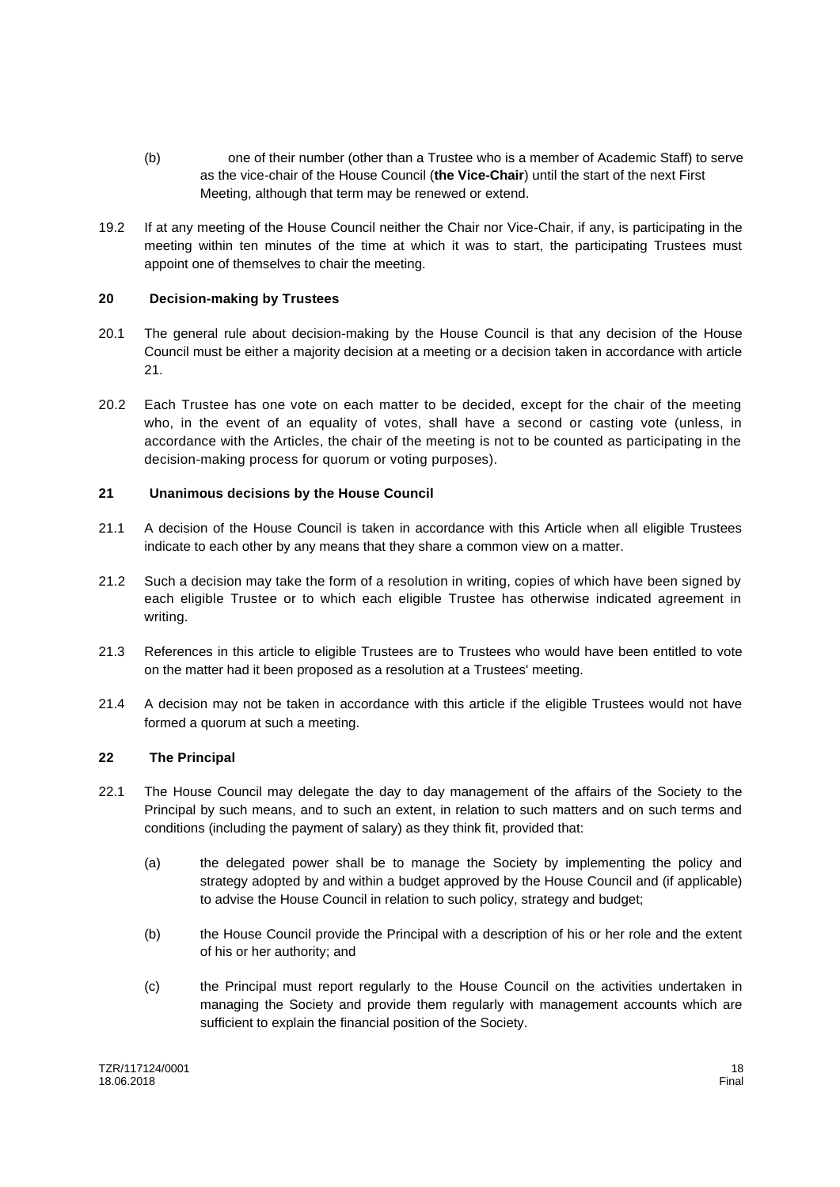(b) one of their number (other than a Trustee who is a member of Academic Staff) to serve as the vice-chair of the House Council (**the Vice-Chair**) until the start of the next First Meeting, although that term may be renewed or extend.

19.2 If at any meeting of the House Council neither the Chair nor Vice-Chair, if any, is participating in the meeting within ten minutes of the time at which it was to start, the participating Trustees must appoint one of themselves to chair the meeting.

## 20 Decision-making by Trustees

20.1 The general rule about decision-making by the House Council is that any decision of the House Council must be either a majority decision at a meeting or a decision taken in accordance with article 21.

20.2 Each Trustee has one vote on each matter to be decided, except for the chair of the meeting who, in the event of an equality of votes, shall have a second or casting vote (unless, in accordance with the Articles, the chair of the meeting is not to be counted as participating in the decision-making process for quorum or voting purposes).

## 21 Unanimous decisions by the House Council

21.1 A decision of the House Council is taken in accordance with this Article when all eligible Trustees indicate to each other by any means that they share a common view on a matter.

21.2 Such a decision may take the form of a resolution in writing, copies of which have been signed by each eligible Trustee or to which each eligible Trustee has otherwise indicated agreement in writing.

21.3 References in this article to eligible Trustees are to Trustees who would have been entitled to vote on the matter had it been proposed as a resolution at a Trustees' meeting.

21.4 A decision may not be taken in accordance with this article if the eligible Trustees would not have formed a quorum at such a meeting.

## 22 The Principal

22.1 The House Council may delegate the day to day management of the affairs of the Society to the Principal by such means, and to such an extent, in relation to such matters and on such terms and conditions (including the payment of salary) as they think fit, provided that:

(a) the delegated power shall be to manage the Society by implementing the policy and strategy adopted by and within a budget approved by the House Council and (if applicable) to advise the House Council in relation to such policy, strategy and budget;

(b) the House Council provide the Principal with a description of his or her role and the extent of his or her authority; and

(c) the Principal must report regularly to the House Council on the activities undertaken in managing the Society and provide them regularly with management accounts which are sufficient to explain the financial position of the Society.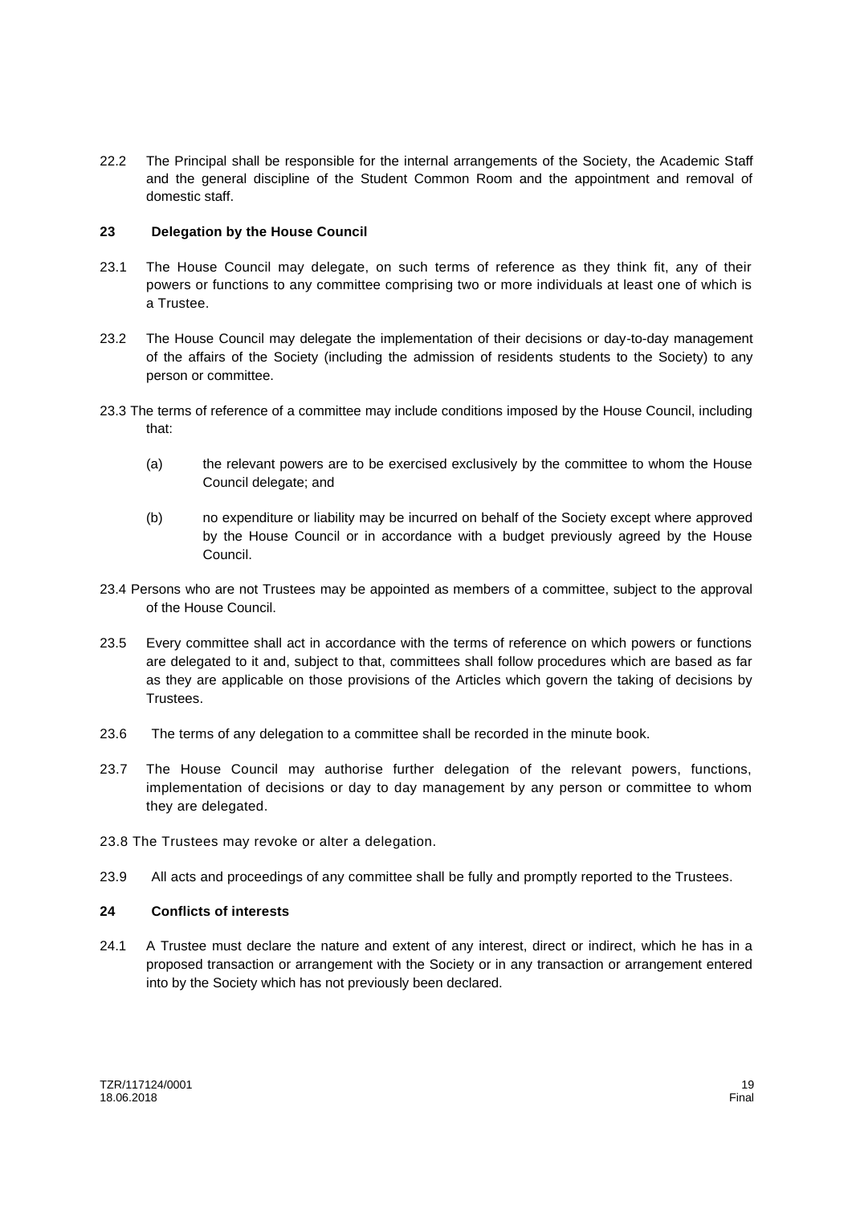22.2 The Principal shall be responsible for the internal arrangements of the Society, the Academic Staff and the general discipline of the Student Common Room and the appointment and removal of domestic staff.

**23 Delegation by the House Council**

23.1 The House Council may delegate, on such terms of reference as they think fit, any of their powers or functions to any committee comprising two or more individuals at least one of which is a Trustee.

23.2 The House Council may delegate the implementation of their decisions or day-to-day management of the affairs of the Society (including the admission of residents students to the Society) to any person or committee.

23.3 The terms of reference of a committee may include conditions imposed by the House Council, including that:

(a) the relevant powers are to be exercised exclusively by the committee to whom the House Council delegate; and

(b) no expenditure or liability may be incurred on behalf of the Society except where approved by the House Council or in accordance with a budget previously agreed by the House Council.

23.4 Persons who are not Trustees may be appointed as members of a committee, subject to the approval of the House Council.

23.5 Every committee shall act in accordance with the terms of reference on which powers or functions are delegated to it and, subject to that, committees shall follow procedures which are based as far as they are applicable on those provisions of the Articles which govern the taking of decisions by Trustees.

23.6 The terms of any delegation to a committee shall be recorded in the minute book.

23.7 The House Council may authorise further delegation of the relevant powers, functions, implementation of decisions or day to day management by any person or committee to whom they are delegated.

23.8 The Trustees may revoke or alter a delegation.

23.9 All acts and proceedings of any committee shall be fully and promptly reported to the Trustees.

**24 Conflicts of interests**

24.1 A Trustee must declare the nature and extent of any interest, direct or indirect, which he has in a proposed transaction or arrangement with the Society or in any transaction or arrangement entered into by the Society which has not previously been declared.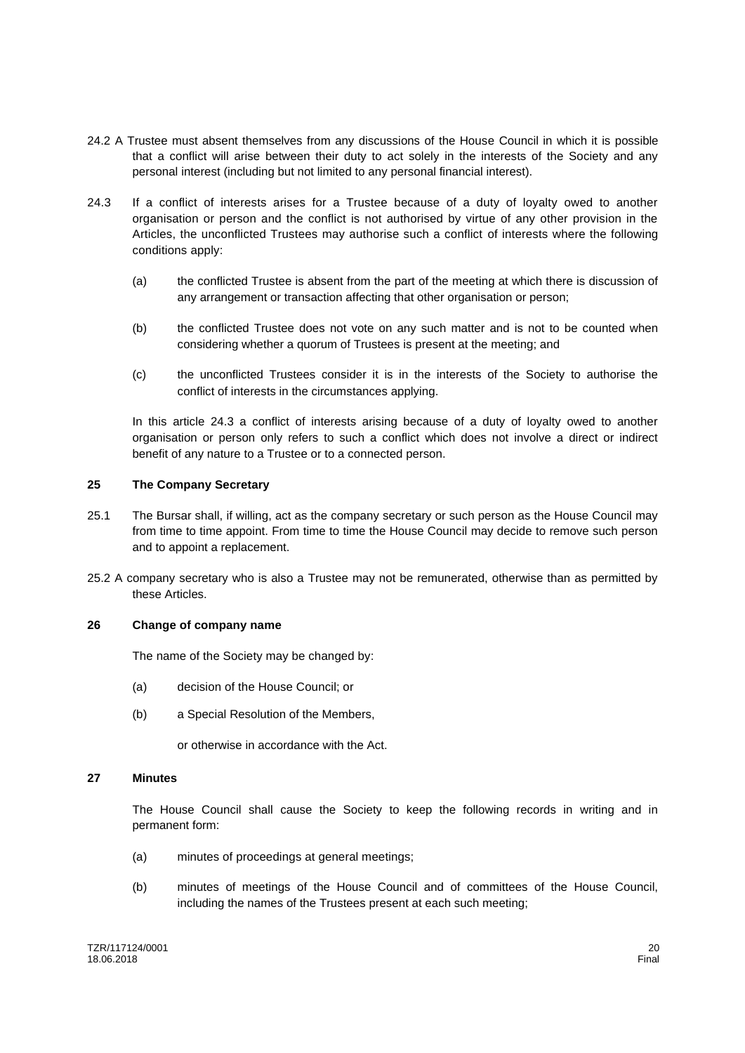24.2 A Trustee must absent themselves from any discussions of the House Council in which it is possible that a conflict will arise between their duty to act solely in the interests of the Society and any personal interest (including but not limited to any personal financial interest).

24.3 If a conflict of interests arises for a Trustee because of a duty of loyalty owed to another organisation or person and the conflict is not authorised by virtue of any other provision in the Articles, the unconflicted Trustees may authorise such a conflict of interests where the following conditions apply:

(a) the conflicted Trustee is absent from the part of the meeting at which there is discussion of any arrangement or transaction affecting that other organisation or person;

(b) the conflicted Trustee does not vote on any such matter and is not to be counted when considering whether a quorum of Trustees is present at the meeting; and

(c) the unconflicted Trustees consider it is in the interests of the Society to authorise the conflict of interests in the circumstances applying.

In this article 24.3 a conflict of interests arising because of a duty of loyalty owed to another organisation or person only refers to such a conflict which does not involve a direct or indirect benefit of any nature to a Trustee or to a connected person.

## 25 The Company Secretary

25.1 The Bursar shall, if willing, act as the company secretary or such person as the House Council may from time to time appoint. From time to time the House Council may decide to remove such person and to appoint a replacement.

25.2 A company secretary who is also a Trustee may not be remunerated, otherwise than as permitted by these Articles.

## 26 Change of company name

The name of the Society may be changed by:

(a) decision of the House Council; or

(b) a Special Resolution of the Members,

or otherwise in accordance with the Act.

## 27 Minutes

The House Council shall cause the Society to keep the following records in writing and in permanent form:

(a) minutes of proceedings at general meetings;

(b) minutes of meetings of the House Council and of committees of the House Council, including the names of the Trustees present at each such meeting;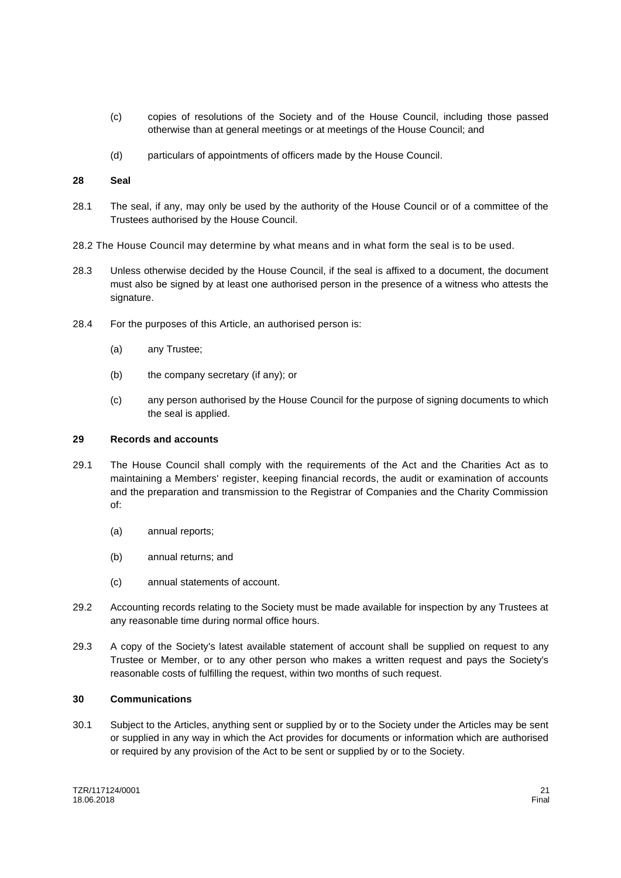(c) copies of resolutions of the Society and of the House Council, including those passed otherwise than at general meetings or at meetings of the House Council; and

(d) particulars of appointments of officers made by the House Council.

**28 Seal**

28.1 The seal, if any, may only be used by the authority of the House Council or of a committee of the Trustees authorised by the House Council.

28.2 The House Council may determine by what means and in what form the seal is to be used.

28.3 Unless otherwise decided by the House Council, if the seal is affixed to a document, the document must also be signed by at least one authorised person in the presence of a witness who attests the signature.

28.4 For the purposes of this Article, an authorised person is:

(a) any Trustee;

(b) the company secretary (if any); or

(c) any person authorised by the House Council for the purpose of signing documents to which the seal is applied.

**29 Records and accounts**

29.1 The House Council shall comply with the requirements of the Act and the Charities Act as to maintaining a Members' register, keeping financial records, the audit or examination of accounts and the preparation and transmission to the Registrar of Companies and the Charity Commission of:

(a) annual reports;

(b) annual returns; and

(c) annual statements of account.

29.2 Accounting records relating to the Society must be made available for inspection by any Trustees at any reasonable time during normal office hours.

29.3 A copy of the Society's latest available statement of account shall be supplied on request to any Trustee or Member, or to any other person who makes a written request and pays the Society's reasonable costs of fulfilling the request, within two months of such request.

**30 Communications**

30.1 Subject to the Articles, anything sent or supplied by or to the Society under the Articles may be sent or supplied in any way in which the Act provides for documents or information which are authorised or required by any provision of the Act to be sent or supplied by or to the Society.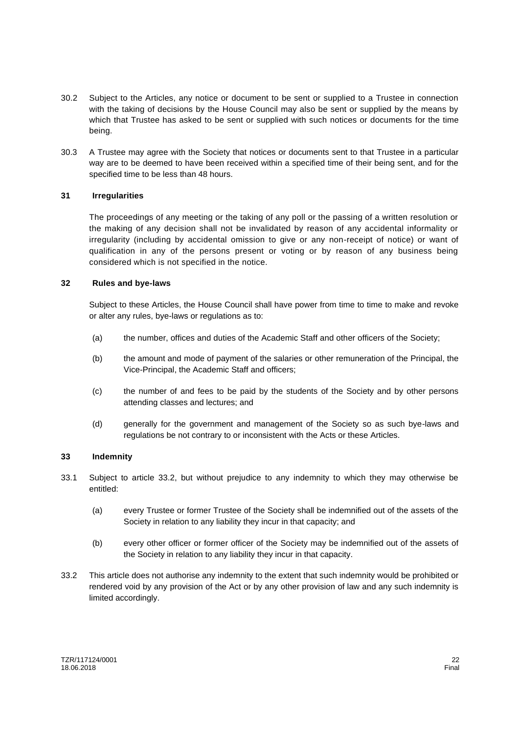30.2 Subject to the Articles, any notice or document to be sent or supplied to a Trustee in connection with the taking of decisions by the House Council may also be sent or supplied by the means by which that Trustee has asked to be sent or supplied with such notices or documents for the time being.

30.3 A Trustee may agree with the Society that notices or documents sent to that Trustee in a particular way are to be deemed to have been received within a specified time of their being sent, and for the specified time to be less than 48 hours.

### 31 Irregularities

The proceedings of any meeting or the taking of any poll or the passing of a written resolution or the making of any decision shall not be invalidated by reason of any accidental informality or irregularity (including by accidental omission to give or any non-receipt of notice) or want of qualification in any of the persons present or voting or by reason of any business being considered which is not specified in the notice.

### 32 Rules and bye-laws

Subject to these Articles, the House Council shall have power from time to time to make and revoke or alter any rules, bye-laws or regulations as to:

(a) the number, offices and duties of the Academic Staff and other officers of the Society;

(b) the amount and mode of payment of the salaries or other remuneration of the Principal, the Vice-Principal, the Academic Staff and officers;

(c) the number of and fees to be paid by the students of the Society and by other persons attending classes and lectures; and

(d) generally for the government and management of the Society so as such bye-laws and regulations be not contrary to or inconsistent with the Acts or these Articles.

### 33 Indemnity

33.1 Subject to article 33.2, but without prejudice to any indemnity to which they may otherwise be entitled:

(a) every Trustee or former Trustee of the Society shall be indemnified out of the assets of the Society in relation to any liability they incur in that capacity; and

(b) every other officer or former officer of the Society may be indemnified out of the assets of the Society in relation to any liability they incur in that capacity.

33.2 This article does not authorise any indemnity to the extent that such indemnity would be prohibited or rendered void by any provision of the Act or by any other provision of law and any such indemnity is limited accordingly.